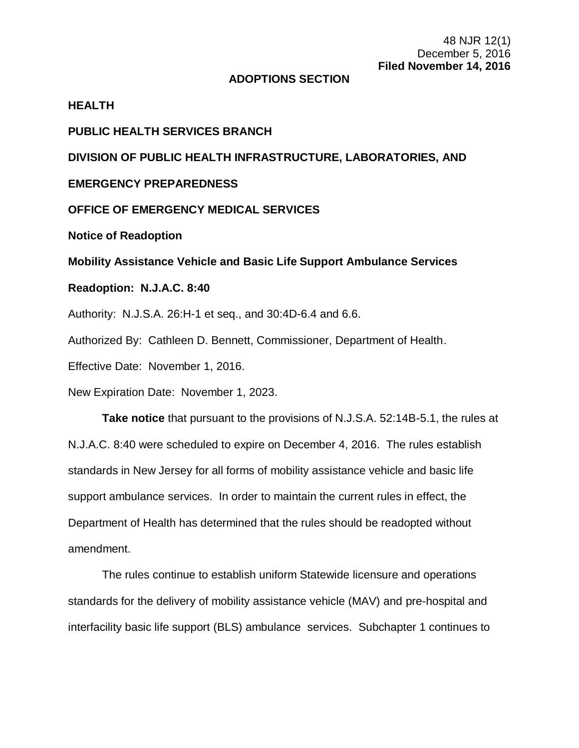48 NJR 12(1)
December 5, 2016
**Filed November 14, 2016**

**ADOPTIONS SECTION**

**HEALTH**

**PUBLIC HEALTH SERVICES BRANCH**

**DIVISION OF PUBLIC HEALTH INFRASTRUCTURE, LABORATORIES, AND EMERGENCY PREPAREDNESS**

**OFFICE OF EMERGENCY MEDICAL SERVICES**

**Notice of Readoption**

**Mobility Assistance Vehicle and Basic Life Support Ambulance Services**

**Readoption: N.J.A.C. 8:40**

Authority: N.J.S.A. 26:H-1 et seq., and 30:4D-6.4 and 6.6.

Authorized By: Cathleen D. Bennett, Commissioner, Department of Health.

Effective Date: November 1, 2016.

New Expiration Date: November 1, 2023.

**Take notice** that pursuant to the provisions of N.J.S.A. 52:14B-5.1, the rules at N.J.A.C. 8:40 were scheduled to expire on December 4, 2016. The rules establish standards in New Jersey for all forms of mobility assistance vehicle and basic life support ambulance services. In order to maintain the current rules in effect, the Department of Health has determined that the rules should be readopted without amendment.

The rules continue to establish uniform Statewide licensure and operations standards for the delivery of mobility assistance vehicle (MAV) and pre-hospital and interfacility basic life support (BLS) ambulance services. Subchapter 1 continues to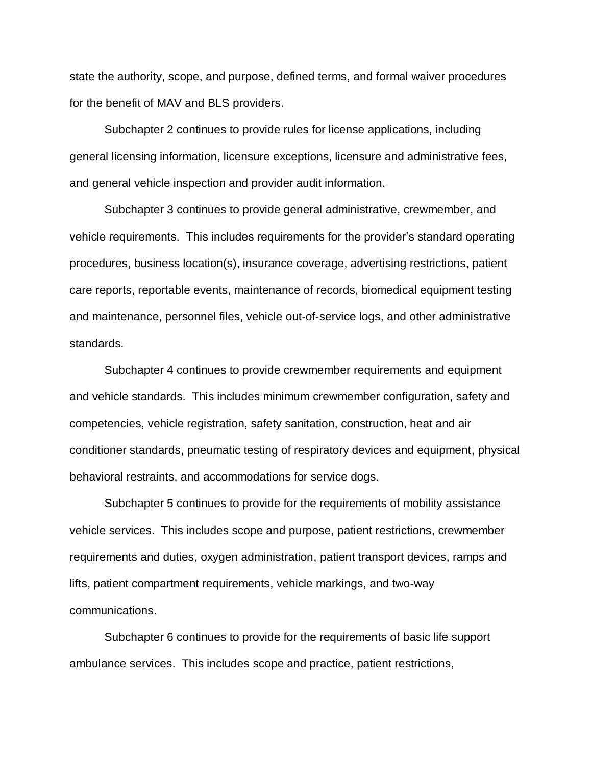state the authority, scope, and purpose, defined terms, and formal waiver procedures for the benefit of MAV and BLS providers.

Subchapter 2 continues to provide rules for license applications, including general licensing information, licensure exceptions, licensure and administrative fees, and general vehicle inspection and provider audit information.

Subchapter 3 continues to provide general administrative, crewmember, and vehicle requirements. This includes requirements for the provider's standard operating procedures, business location(s), insurance coverage, advertising restrictions, patient care reports, reportable events, maintenance of records, biomedical equipment testing and maintenance, personnel files, vehicle out-of-service logs, and other administrative standards.

Subchapter 4 continues to provide crewmember requirements and equipment and vehicle standards. This includes minimum crewmember configuration, safety and competencies, vehicle registration, safety sanitation, construction, heat and air conditioner standards, pneumatic testing of respiratory devices and equipment, physical behavioral restraints, and accommodations for service dogs.

Subchapter 5 continues to provide for the requirements of mobility assistance vehicle services. This includes scope and purpose, patient restrictions, crewmember requirements and duties, oxygen administration, patient transport devices, ramps and lifts, patient compartment requirements, vehicle markings, and two-way communications.

Subchapter 6 continues to provide for the requirements of basic life support ambulance services. This includes scope and practice, patient restrictions,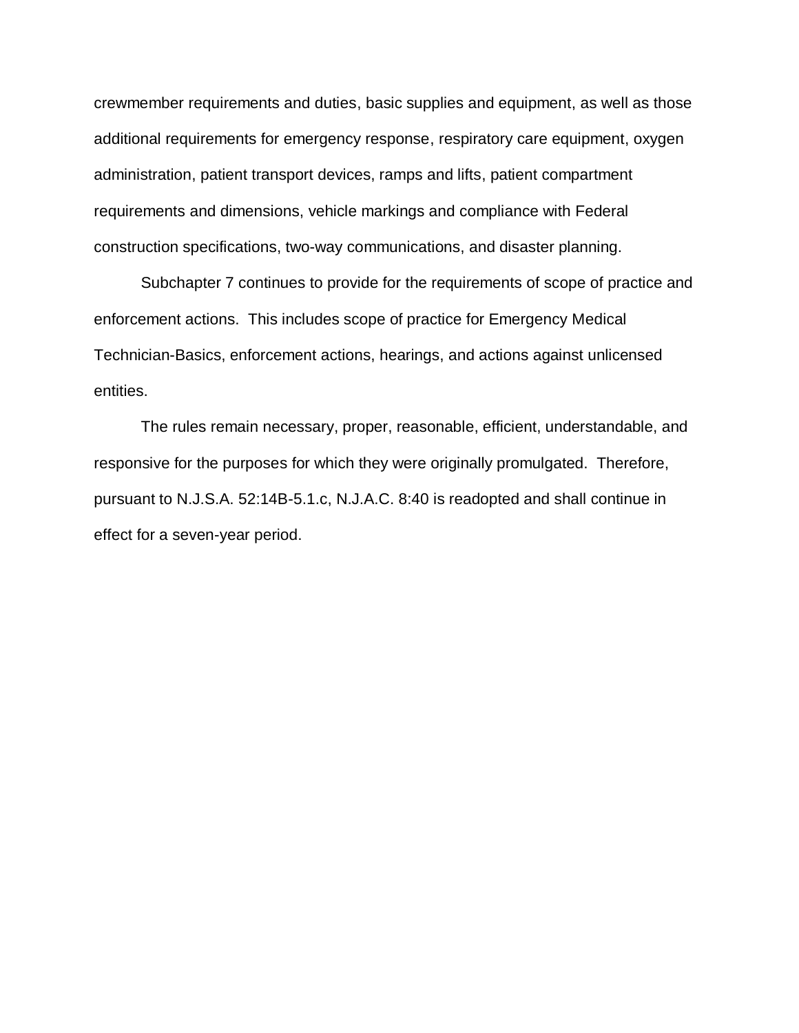crewmember requirements and duties, basic supplies and equipment, as well as those additional requirements for emergency response, respiratory care equipment, oxygen administration, patient transport devices, ramps and lifts, patient compartment requirements and dimensions, vehicle markings and compliance with Federal construction specifications, two-way communications, and disaster planning.

Subchapter 7 continues to provide for the requirements of scope of practice and enforcement actions. This includes scope of practice for Emergency Medical Technician-Basics, enforcement actions, hearings, and actions against unlicensed entities.

The rules remain necessary, proper, reasonable, efficient, understandable, and responsive for the purposes for which they were originally promulgated. Therefore, pursuant to N.J.S.A. 52:14B-5.1.c, N.J.A.C. 8:40 is readopted and shall continue in effect for a seven-year period.